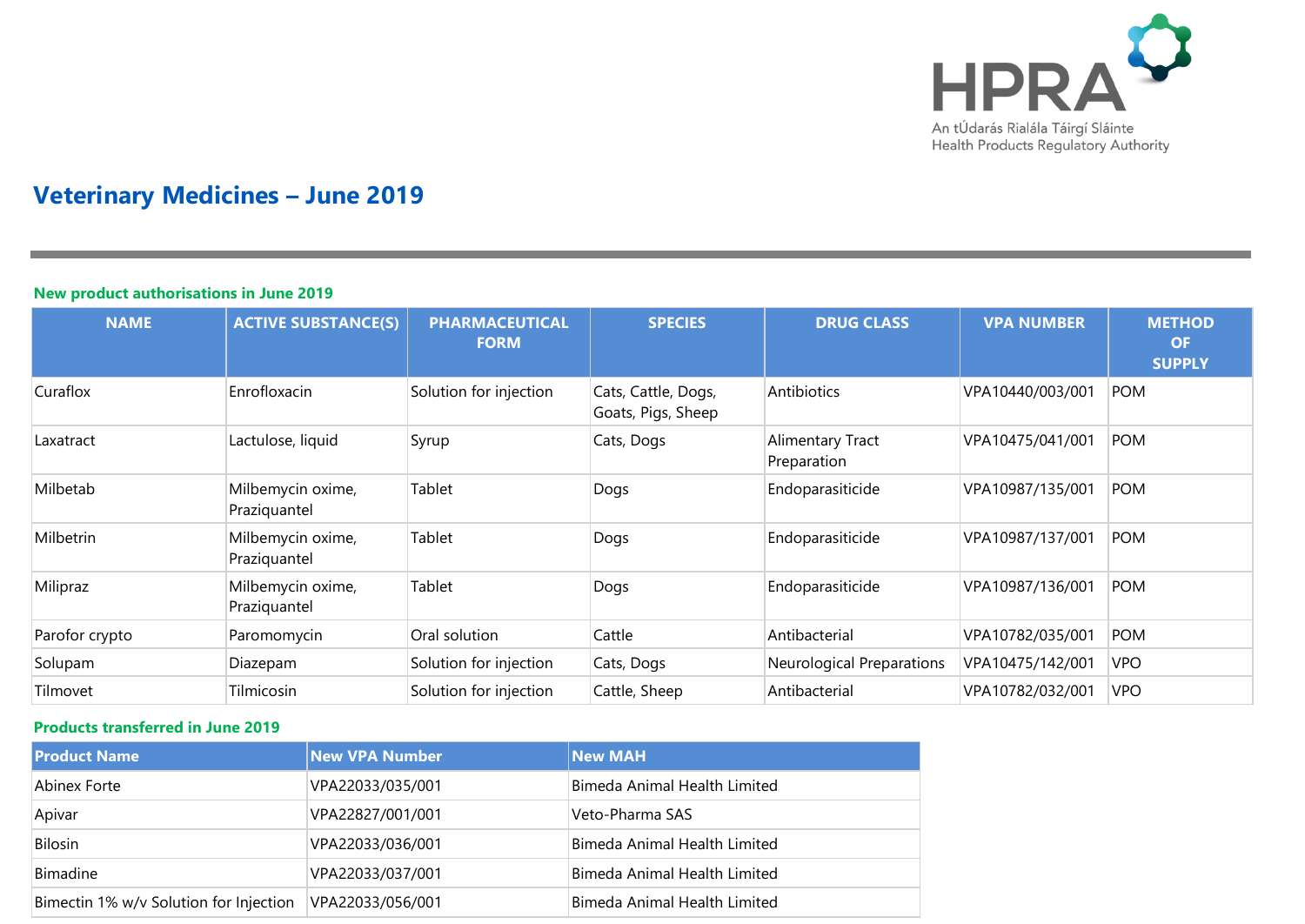HPRA

An tÚdarás Rialála Táirgí Sláinte
Health Products Regulatory Authority

# Veterinary Medicines – June 2019

## New product authorisations in June 2019

| NAME | ACTIVE SUBSTANCE(S) | PHARMACEUTICAL FORM | SPECIES | DRUG CLASS | VPA NUMBER | METHOD OF SUPPLY |
|---|---|---|---|---|---|---|
| Curaflox | Enrofloxacin | Solution for injection | Cats, Cattle, Dogs, Goats, Pigs, Sheep | Antibiotics | VPA10440/003/001 | POM |
| Laxatract | Lactulose, liquid | Syrup | Cats, Dogs | Alimentary Tract Preparation | VPA10475/041/001 | POM |
| Milbetab | Milbemycin oxime, Praziquantel | Tablet | Dogs | Endoparasiticide | VPA10987/135/001 | POM |
| Milbetrin | Milbemycin oxime, Praziquantel | Tablet | Dogs | Endoparasiticide | VPA10987/137/001 | POM |
| Milipraz | Milbemycin oxime, Praziquantel | Tablet | Dogs | Endoparasiticide | VPA10987/136/001 | POM |
| Parofor crypto | Paromomycin | Oral solution | Cattle | Antibacterial | VPA10782/035/001 | POM |
| Solupam | Diazepam | Solution for injection | Cats, Dogs | Neurological Preparations | VPA10475/142/001 | VPO |
| Tilmovet | Tilmicosin | Solution for injection | Cattle, Sheep | Antibacterial | VPA10782/032/001 | VPO |

## Products transferred in June 2019

| Product Name | New VPA Number | New MAH |
|---|---|---|
| Abinex Forte | VPA22033/035/001 | Bimeda Animal Health Limited |
| Apivar | VPA22827/001/001 | Veto-Pharma SAS |
| Bilosin | VPA22033/036/001 | Bimeda Animal Health Limited |
| Bimadine | VPA22033/037/001 | Bimeda Animal Health Limited |
| Bimectin 1% w/v Solution for Injection | VPA22033/056/001 | Bimeda Animal Health Limited |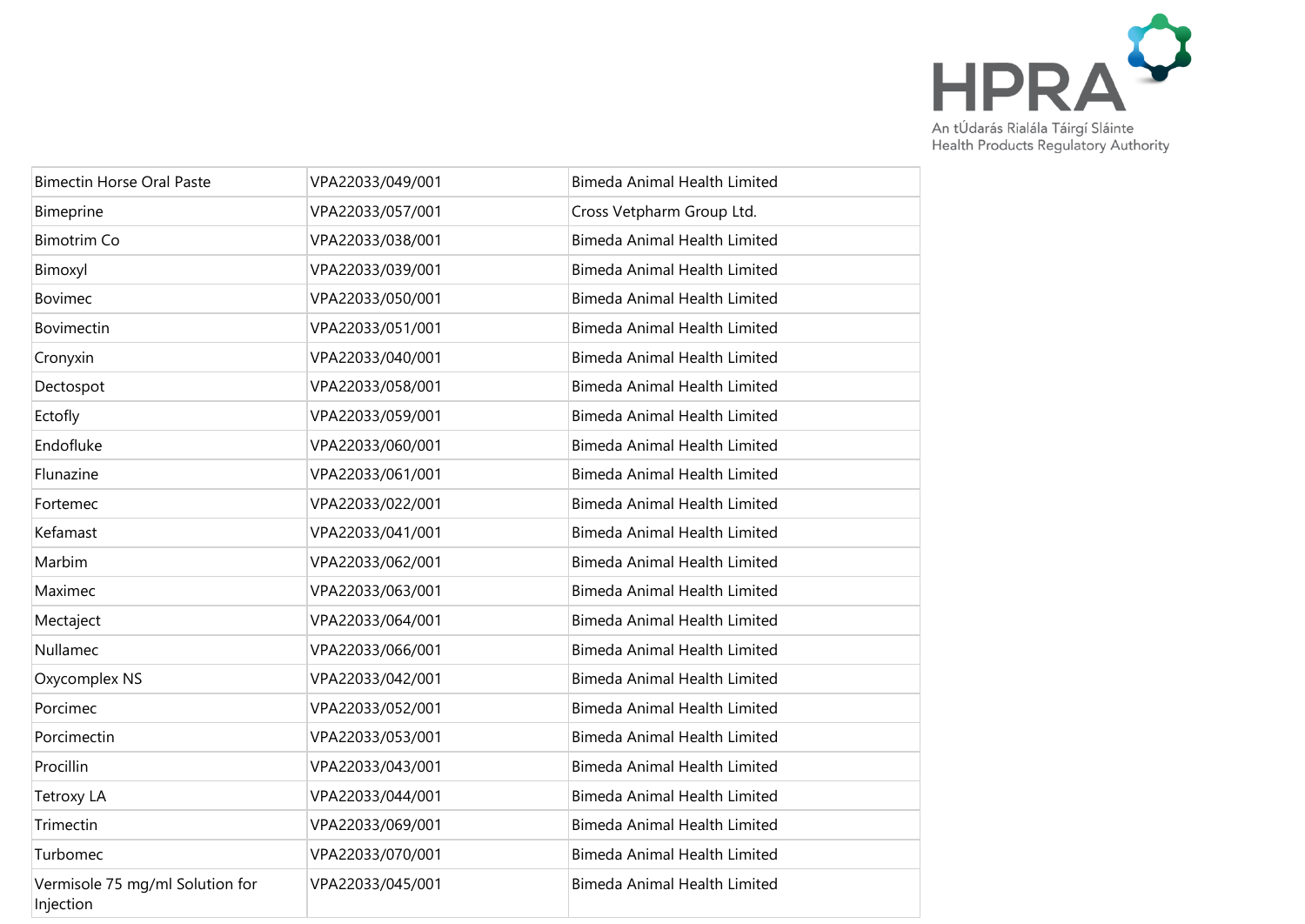| | | |
|---|---|---|
| Bimectin Horse Oral Paste | VPA22033/049/001 | Bimeda Animal Health Limited |
| Bimeprine | VPA22033/057/001 | Cross Vetpharm Group Ltd. |
| Bimotrim Co | VPA22033/038/001 | Bimeda Animal Health Limited |
| Bimoxyl | VPA22033/039/001 | Bimeda Animal Health Limited |
| Bovimec | VPA22033/050/001 | Bimeda Animal Health Limited |
| Bovimectin | VPA22033/051/001 | Bimeda Animal Health Limited |
| Cronyxin | VPA22033/040/001 | Bimeda Animal Health Limited |
| Dectospot | VPA22033/058/001 | Bimeda Animal Health Limited |
| Ectofly | VPA22033/059/001 | Bimeda Animal Health Limited |
| Endofluke | VPA22033/060/001 | Bimeda Animal Health Limited |
| Flunazine | VPA22033/061/001 | Bimeda Animal Health Limited |
| Fortemec | VPA22033/022/001 | Bimeda Animal Health Limited |
| Kefamast | VPA22033/041/001 | Bimeda Animal Health Limited |
| Marbim | VPA22033/062/001 | Bimeda Animal Health Limited |
| Maximec | VPA22033/063/001 | Bimeda Animal Health Limited |
| Mectaject | VPA22033/064/001 | Bimeda Animal Health Limited |
| Nullamec | VPA22033/066/001 | Bimeda Animal Health Limited |
| Oxycomplex NS | VPA22033/042/001 | Bimeda Animal Health Limited |
| Porcimec | VPA22033/052/001 | Bimeda Animal Health Limited |
| Porcimectin | VPA22033/053/001 | Bimeda Animal Health Limited |
| Procillin | VPA22033/043/001 | Bimeda Animal Health Limited |
| Tetroxy LA | VPA22033/044/001 | Bimeda Animal Health Limited |
| Trimectin | VPA22033/069/001 | Bimeda Animal Health Limited |
| Turbomec | VPA22033/070/001 | Bimeda Animal Health Limited |
| Vermisole 75 mg/ml Solution for Injection | VPA22033/045/001 | Bimeda Animal Health Limited |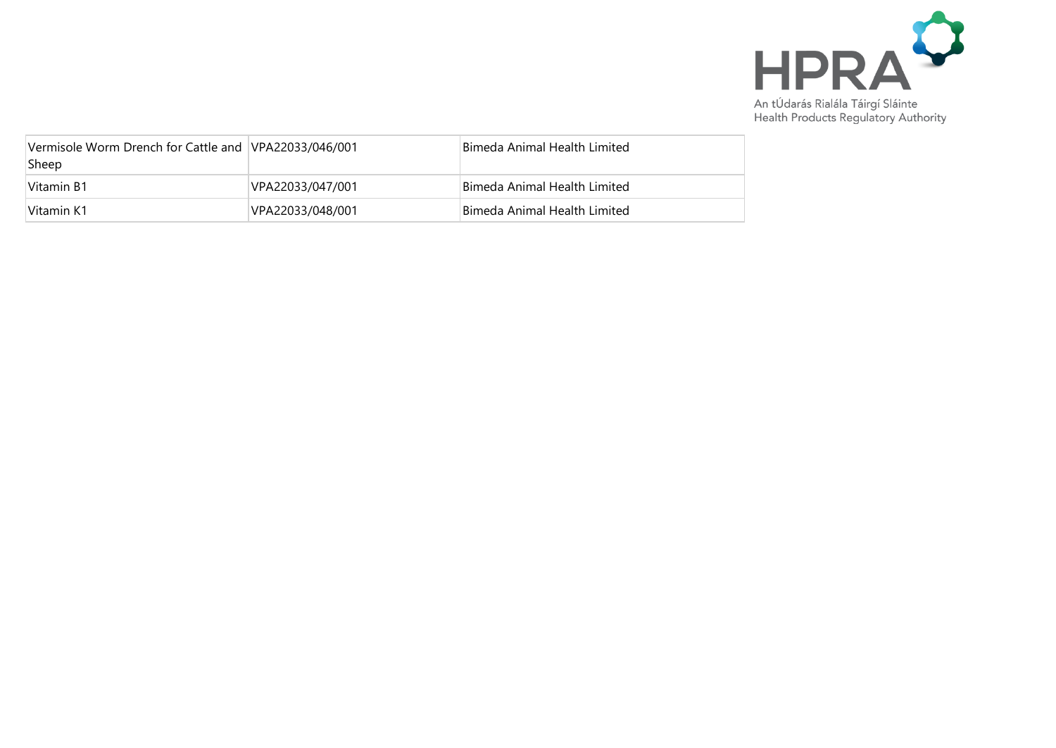| | | |
|---|---|---|
| Vermisole Worm Drench for Cattle and Sheep | VPA22033/046/001 | Bimeda Animal Health Limited |
| Vitamin B1 | VPA22033/047/001 | Bimeda Animal Health Limited |
| Vitamin K1 | VPA22033/048/001 | Bimeda Animal Health Limited |